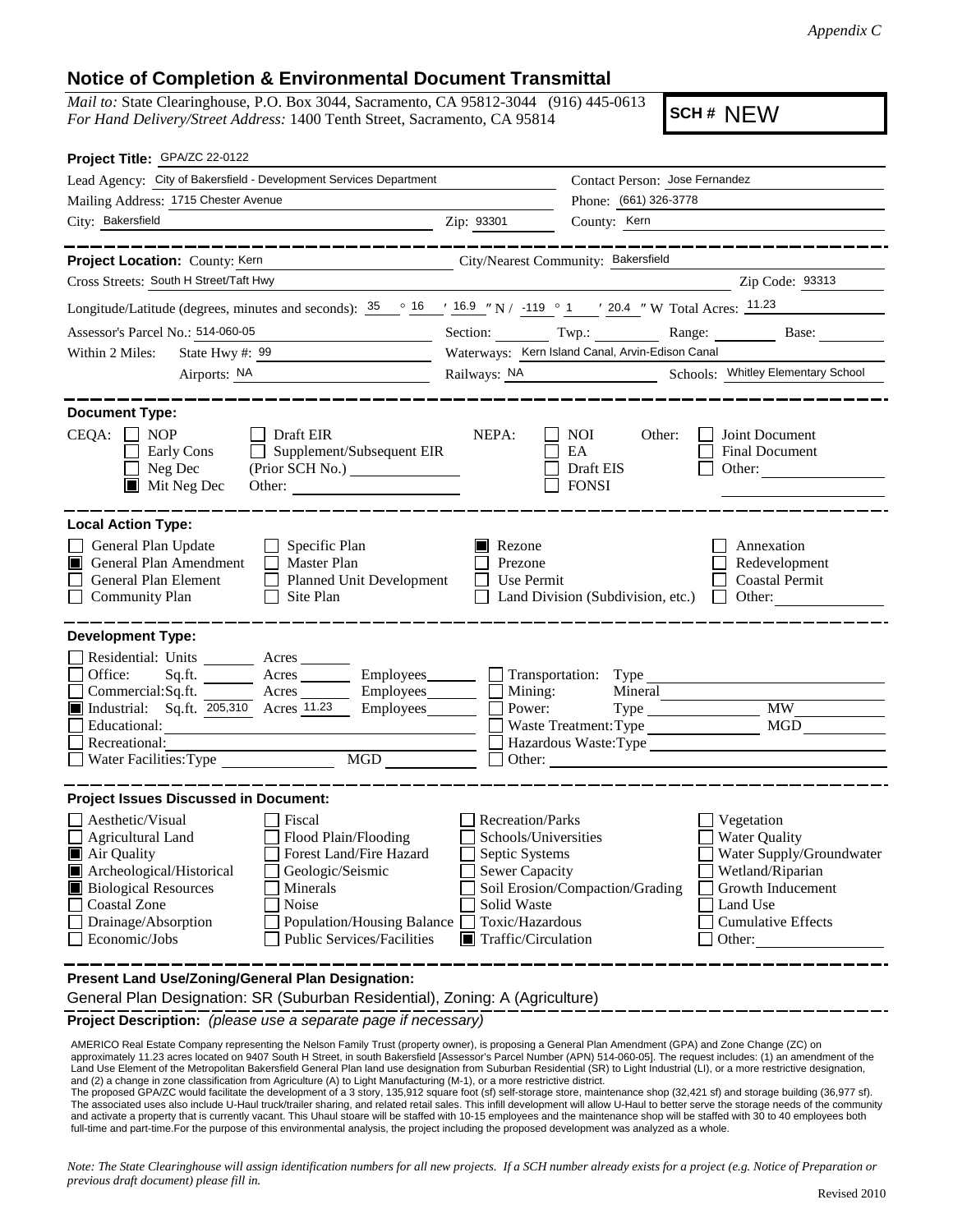*Appendix C*

# Notice of Completion & Environmental Document Transmittal

*Mail to:* State Clearinghouse, P.O. Box 3044, Sacramento, CA 95812-3044 (916) 445-0613
*For Hand Delivery/Street Address:* 1400 Tenth Street, Sacramento, CA 95814

**SCH #** NEW

**Project Title:** GPA/ZC 22-0122

Lead Agency: City of Bakersfield - Development Services Department
Contact Person: Jose Fernandez
Mailing Address: 1715 Chester Avenue
Phone: (661) 326-3778
City: Bakersfield
Zip: 93301
County: Kern

**Project Location:** County: Kern
City/Nearest Community: Bakersfield
Cross Streets: South H Street/Taft Hwy
Zip Code: 93313
Longitude/Latitude (degrees, minutes and seconds): 35 ° 16 ′ 16.9 ″ N / -119 ° 1 ′ 20.4 ″ W Total Acres: 11.23
Assessor's Parcel No.: 514-060-05
Section: Twp.: Range: Base:
Within 2 Miles: State Hwy #: 99
Waterways: Kern Island Canal, Arvin-Edison Canal
Airports: NA
Railways: NA
Schools: Whitley Elementary School

**Document Type:**

CEQA:
- [ ] NOP
- [ ] Early Cons
- [ ] Neg Dec
- [x] Mit Neg Dec
- [ ] Draft EIR
- [ ] Supplement/Subsequent EIR (Prior SCH No.)
- [ ] Other:

NEPA:
- [ ] NOI
- [ ] EA
- [ ] Draft EIS
- [ ] FONSI

Other:
- [ ] Joint Document
- [ ] Final Document
- [ ] Other:

**Local Action Type:**

- [ ] General Plan Update
- [x] General Plan Amendment
- [ ] General Plan Element
- [ ] Community Plan
- [ ] Specific Plan
- [ ] Master Plan
- [ ] Planned Unit Development
- [ ] Site Plan
- [x] Rezone
- [ ] Prezone
- [ ] Use Permit
- [ ] Land Division (Subdivision, etc.)
- [ ] Annexation
- [ ] Redevelopment
- [ ] Coastal Permit
- [ ] Other:

**Development Type:**

- [ ] Residential: Units Acres
- [ ] Office: Sq.ft. Acres Employees
- [ ] Commercial: Sq.ft. Acres Employees
- [x] Industrial: Sq.ft. 205,310 Acres 11.23 Employees
- [ ] Educational:
- [ ] Recreational:
- [ ] Water Facilities: Type MGD
- [ ] Transportation: Type
- [ ] Mining: Mineral
- [ ] Power: Type MW
- [ ] Waste Treatment: Type MGD
- [ ] Hazardous Waste: Type
- [ ] Other:

**Project Issues Discussed in Document:**

- [ ] Aesthetic/Visual
- [ ] Agricultural Land
- [x] Air Quality
- [x] Archeological/Historical
- [x] Biological Resources
- [ ] Coastal Zone
- [ ] Drainage/Absorption
- [ ] Economic/Jobs
- [ ] Fiscal
- [ ] Flood Plain/Flooding
- [ ] Forest Land/Fire Hazard
- [ ] Geologic/Seismic
- [ ] Minerals
- [ ] Noise
- [ ] Population/Housing Balance
- [ ] Public Services/Facilities
- [ ] Recreation/Parks
- [ ] Schools/Universities
- [ ] Septic Systems
- [ ] Sewer Capacity
- [ ] Soil Erosion/Compaction/Grading
- [ ] Solid Waste
- [ ] Toxic/Hazardous
- [x] Traffic/Circulation
- [ ] Vegetation
- [ ] Water Quality
- [ ] Water Supply/Groundwater
- [ ] Wetland/Riparian
- [ ] Growth Inducement
- [ ] Land Use
- [ ] Cumulative Effects
- [ ] Other:

**Present Land Use/Zoning/General Plan Designation:**

General Plan Designation: SR (Suburban Residential), Zoning: A (Agriculture)

**Project Description:** *(please use a separate page if necessary)*

AMERICO Real Estate Company representing the Nelson Family Trust (property owner), is proposing a General Plan Amendment (GPA) and Zone Change (ZC) on approximately 11.23 acres located on 9407 South H Street, in south Bakersfield [Assessor's Parcel Number (APN) 514-060-05]. The request includes: (1) an amendment of the Land Use Element of the Metropolitan Bakersfield General Plan land use designation from Suburban Residential (SR) to Light Industrial (LI), or a more restrictive designation, and (2) a change in zone classification from Agriculture (A) to Light Manufacturing (M-1), or a more restrictive district.
The proposed GPA/ZC would facilitate the development of a 3 story, 135,912 square foot (sf) self-storage store, maintenance shop (32,421 sf) and storage building (36,977 sf). The associated uses also include U-Haul truck/trailer sharing, and related retail sales. This infill development will allow U-Haul to better serve the storage needs of the community and activate a property that is currently vacant. This Uhaul stoare will be staffed with 10-15 employees and the maintenance shop will be staffed with 30 to 40 employees both full-time and part-time.For the purpose of this environmental analysis, the project including the proposed development was analyzed as a whole.

*Note: The State Clearinghouse will assign identification numbers for all new projects. If a SCH number already exists for a project (e.g. Notice of Preparation or previous draft document) please fill in.*

Revised 2010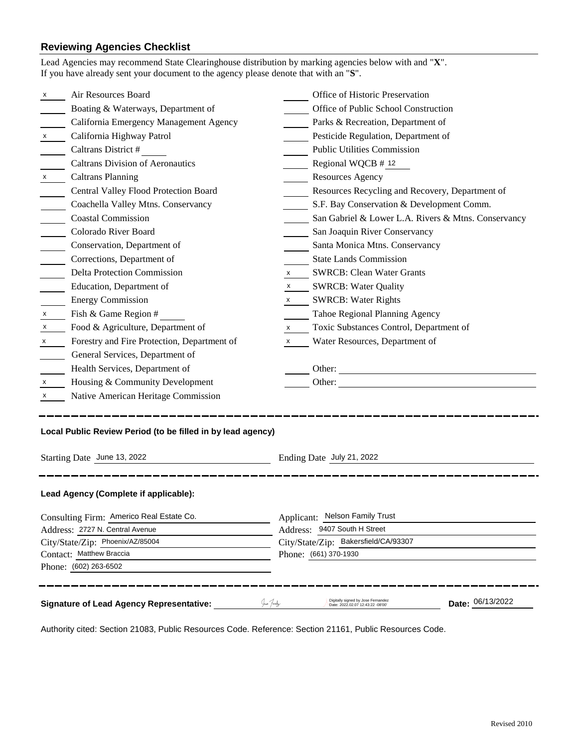## Reviewing Agencies Checklist

Lead Agencies may recommend State Clearinghouse distribution by marking agencies below with and "**X**".
If you have already sent your document to the agency please denote that with an "**S**".

| | | | |
|---|---|---|---|
| x | Air Resources Board | | Office of Historic Preservation |
| | Boating & Waterways, Department of | | Office of Public School Construction |
| | California Emergency Management Agency | | Parks & Recreation, Department of |
| x | California Highway Patrol | | Pesticide Regulation, Department of |
| | Caltrans District # | | Public Utilities Commission |
| | Caltrans Division of Aeronautics | | Regional WQCB # 12 |
| x | Caltrans Planning | | Resources Agency |
| | Central Valley Flood Protection Board | | Resources Recycling and Recovery, Department of |
| | Coachella Valley Mtns. Conservancy | | S.F. Bay Conservation & Development Comm. |
| | Coastal Commission | | San Gabriel & Lower L.A. Rivers & Mtns. Conservancy |
| | Colorado River Board | | San Joaquin River Conservancy |
| | Conservation, Department of | | Santa Monica Mtns. Conservancy |
| | Corrections, Department of | | State Lands Commission |
| | Delta Protection Commission | x | SWRCB: Clean Water Grants |
| | Education, Department of | x | SWRCB: Water Quality |
| | Energy Commission | x | SWRCB: Water Rights |
| x | Fish & Game Region # | | Tahoe Regional Planning Agency |
| x | Food & Agriculture, Department of | x | Toxic Substances Control, Department of |
| x | Forestry and Fire Protection, Department of | x | Water Resources, Department of |
| | General Services, Department of | | |
| | Health Services, Department of | | Other: |
| x | Housing & Community Development | | Other: |
| x | Native American Heritage Commission | | |

### Local Public Review Period (to be filled in by lead agency)

Starting Date June 13, 2022

Ending Date July 21, 2022

### Lead Agency (Complete if applicable):

Consulting Firm: Americo Real Estate Co.
Address: 2727 N. Central Avenue
City/State/Zip: Phoenix/AZ/85004
Contact: Matthew Braccia
Phone: (602) 263-6502

Applicant: Nelson Family Trust
Address: 9407 South H Street
City/State/Zip: Bakersfield/CA/93307
Phone: (661) 370-1930

**Signature of Lead Agency Representative:** Digitally signed by Jose Fernandez Date: 2022.02.07 12:43:22 -08'00'

**Date:** 06/13/2022

Authority cited: Section 21083, Public Resources Code. Reference: Section 21161, Public Resources Code.

Revised 2010